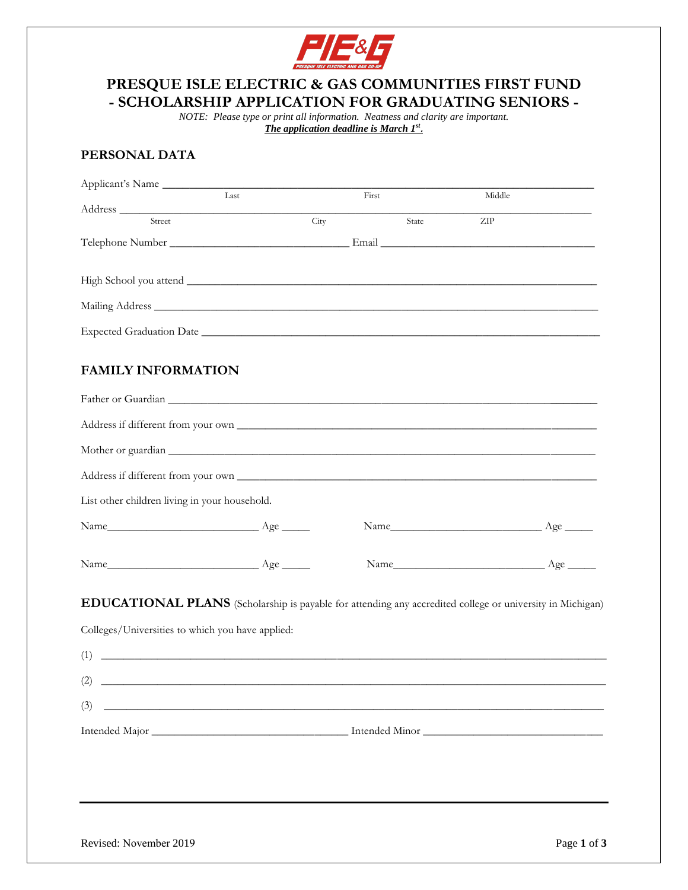# PRESQUE ISLE ELECTRIC & GAS COMMUNITIES FIRST FUND
# - SCHOLARSHIP APPLICATION FOR GRADUATING SENIORS -

*NOTE: Please type or print all information. Neatness and clarity are important.*

***The application deadline is March 1st.***

## PERSONAL DATA

Applicant's Name ______________________________________________
Last First Middle

Address ______________________________________________
Street City State ZIP

Telephone Number ______________________ Email ______________________

High School you attend ______________________________________________

Mailing Address ______________________________________________

Expected Graduation Date ______________________________________________

## FAMILY INFORMATION

Father or Guardian ______________________________________________

Address if different from your own ______________________________________________

Mother or guardian ______________________________________________

Address if different from your own ______________________________________________

List other children living in your household.

Name____________________ Age _____ Name____________________ Age _____

Name____________________ Age _____ Name____________________ Age _____

## EDUCATIONAL PLANS (Scholarship is payable for attending any accredited college or university in Michigan)

Colleges/Universities to which you have applied:

(1) ______________________________________________

(2) ______________________________________________

(3) ______________________________________________

Intended Major ______________________ Intended Minor ______________________

Revised: November 2019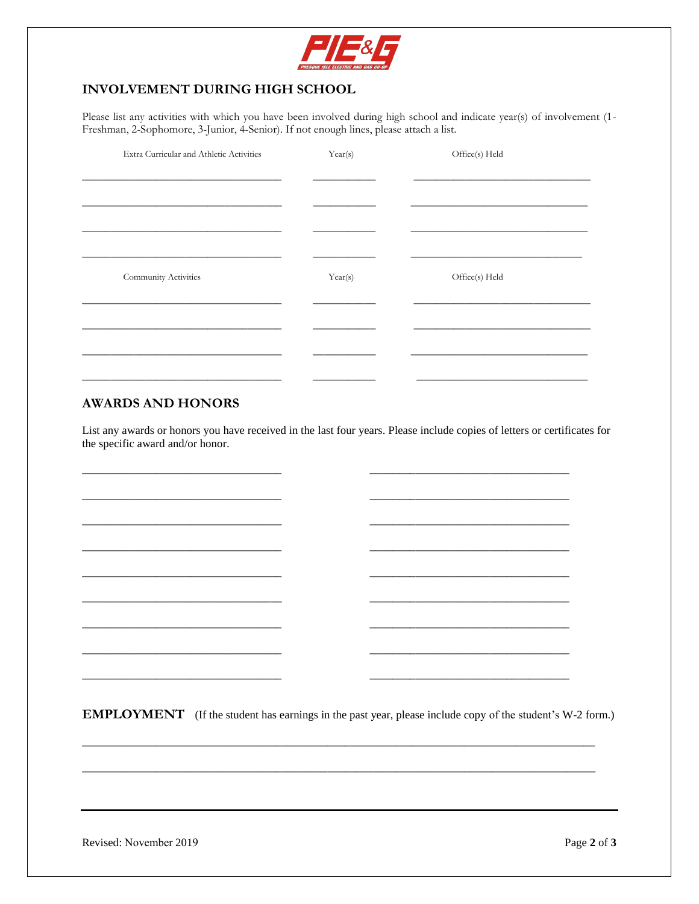## INVOLVEMENT DURING HIGH SCHOOL

Please list any activities with which you have been involved during high school and indicate year(s) of involvement (1-Freshman, 2-Sophomore, 3-Junior, 4-Senior). If not enough lines, please attach a list.

| Extra Curricular and Athletic Activities | Year(s) | Office(s) Held |
|---|---|---|
| | | |
| | | |
| | | |
| | | |

| Community Activities | Year(s) | Office(s) Held |
|---|---|---|
| | | |
| | | |
| | | |
| | | |

## AWARDS AND HONORS

List any awards or honors you have received in the last four years. Please include copies of letters or certificates for the specific award and/or honor.

| | |
|---|---|
| | |
| | |
| | |
| | |
| | |
| | |
| | |
| | |
| | |

## EMPLOYMENT

(If the student has earnings in the past year, please include copy of the student's W-2 form.)

______________________________________________________________________________

______________________________________________________________________________

Revised: November 2019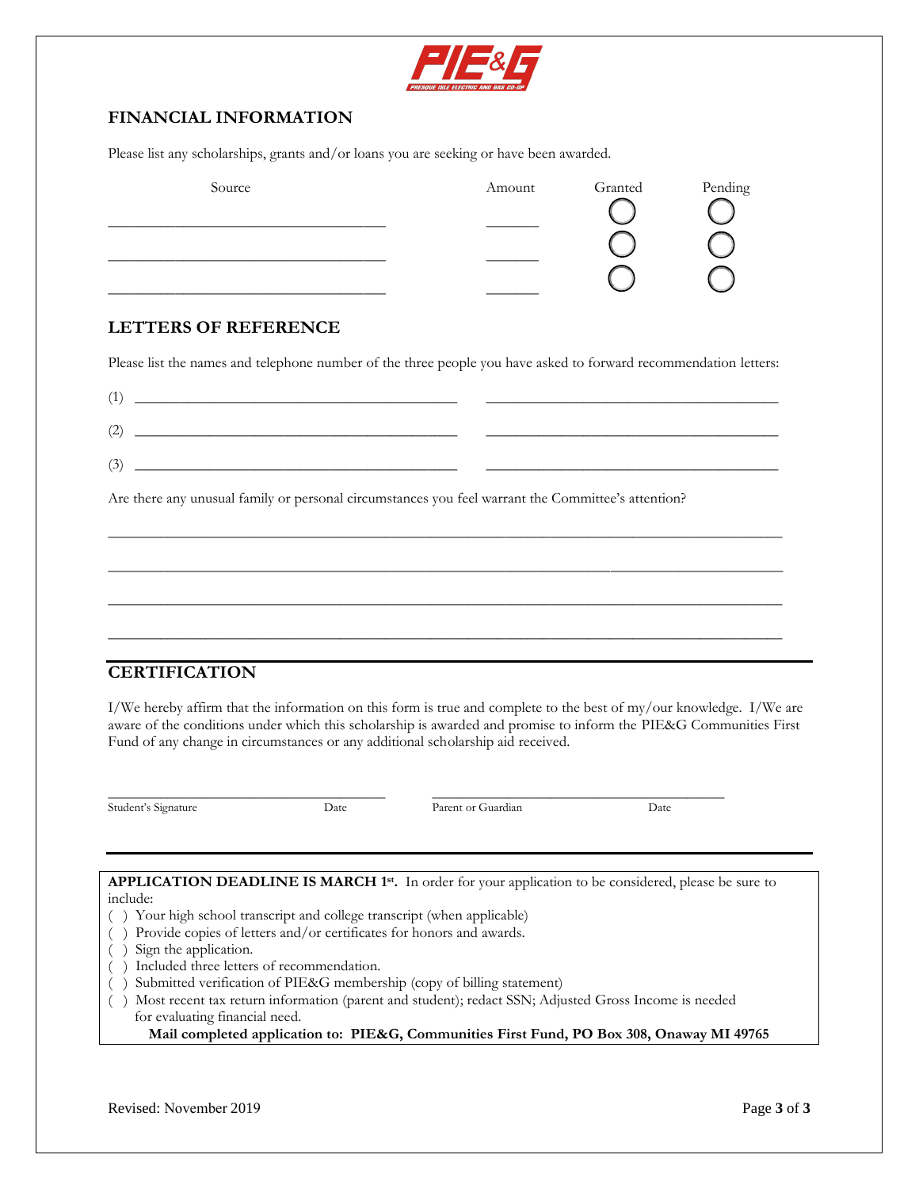## FINANCIAL INFORMATION

Please list any scholarships, grants and/or loans you are seeking or have been awarded.

| Source | Amount | Granted | Pending |
|---|---|---|---|
| ________________________________ | _______ | ◯ | ◯ |
| ________________________________ | _______ | ◯ | ◯ |
| ________________________________ | _______ | ◯ | ◯ |

## LETTERS OF REFERENCE

Please list the names and telephone number of the three people you have asked to forward recommendation letters:

(1) ________________________________________ ____________________________________

(2) ________________________________________ ____________________________________

(3) ________________________________________ ____________________________________

Are there any unusual family or personal circumstances you feel warrant the Committee's attention?

______________________________________________________________________________

______________________________________________________________________________

______________________________________________________________________________

______________________________________________________________________________

## CERTIFICATION

I/We hereby affirm that the information on this form is true and complete to the best of my/our knowledge. I/We are aware of the conditions under which this scholarship is awarded and promise to inform the PIE&G Communities First Fund of any change in circumstances or any additional scholarship aid received.

________________________________________ ________________________________________

Student's Signature Date Parent or Guardian Date

**APPLICATION DEADLINE IS MARCH 1st.** In order for your application to be considered, please be sure to include:

( ) Your high school transcript and college transcript (when applicable)
( ) Provide copies of letters and/or certificates for honors and awards.
( ) Sign the application.
( ) Included three letters of recommendation.
( ) Submitted verification of PIE&G membership (copy of billing statement)
( ) Most recent tax return information (parent and student); redact SSN; Adjusted Gross Income is needed for evaluating financial need.

**Mail completed application to: PIE&G, Communities First Fund, PO Box 308, Onaway MI 49765**

Revised: November 2019